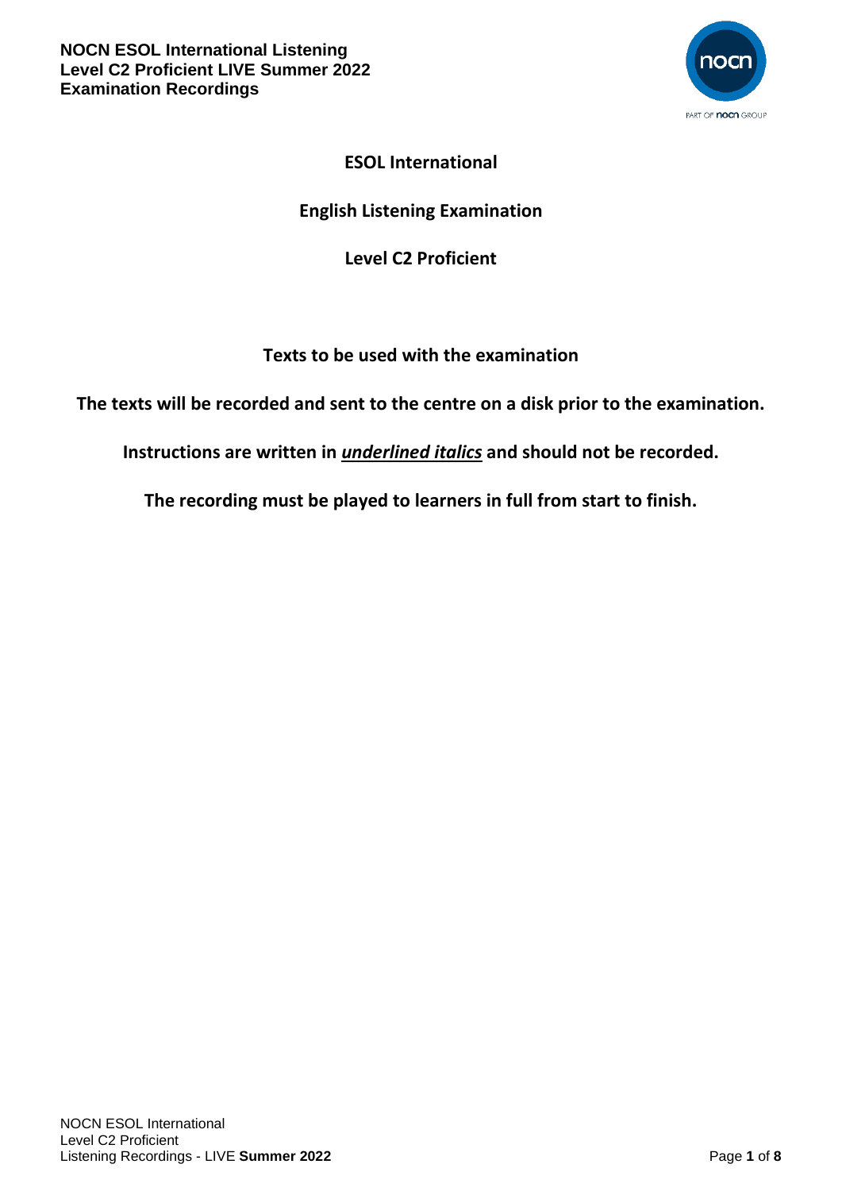**NOCN ESOL International Listening**
**Level C2 Proficient LIVE Summer 2022**
**Examination Recordings**

# ESOL International

## English Listening Examination

## Level C2 Proficient

**Texts to be used with the examination**

**The texts will be recorded and sent to the centre on a disk prior to the examination.**

**Instructions are written in *underlined italics* and should not be recorded.**

**The recording must be played to learners in full from start to finish.**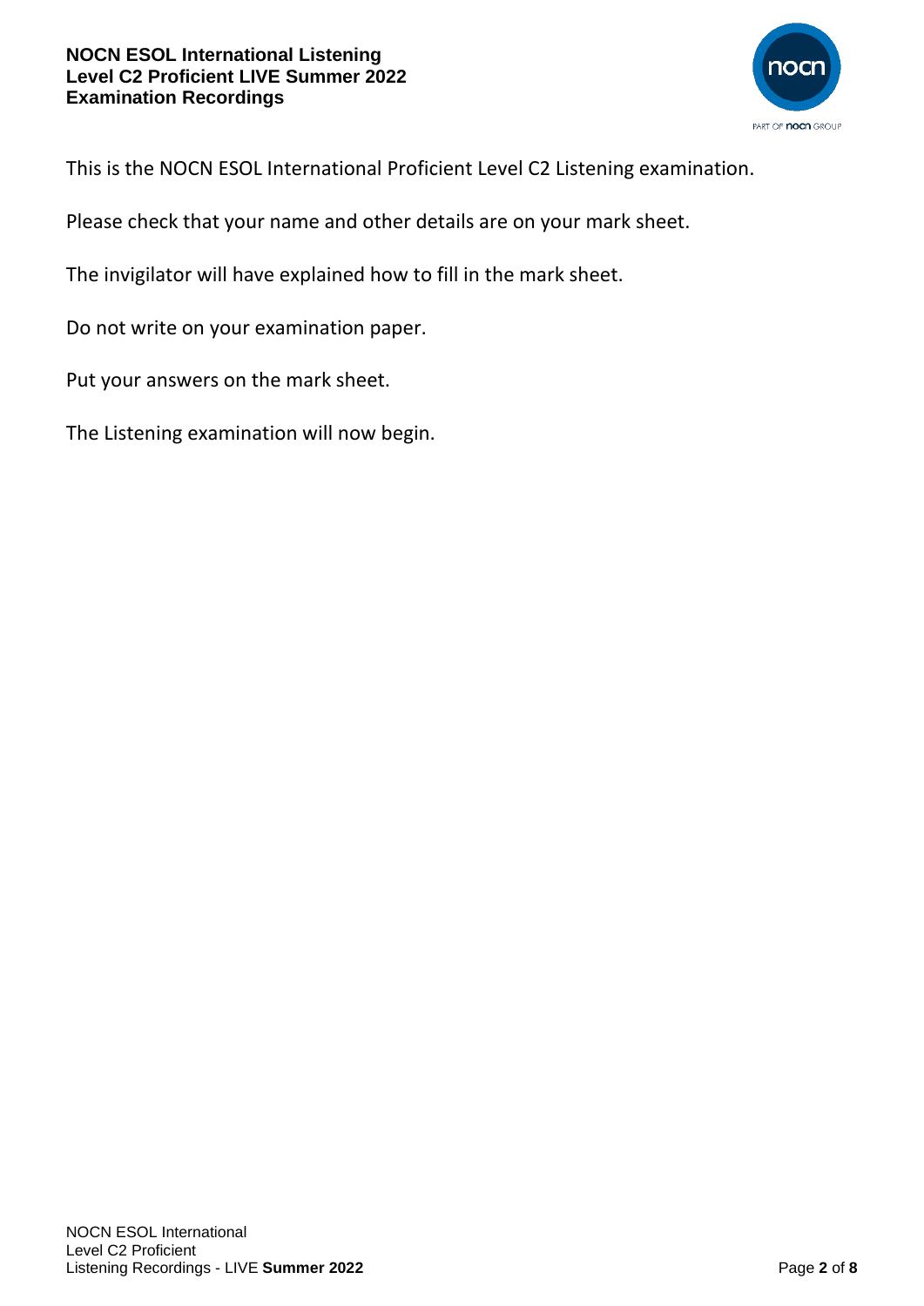This is the NOCN ESOL International Proficient Level C2 Listening examination.

Please check that your name and other details are on your mark sheet.

The invigilator will have explained how to fill in the mark sheet.

Do not write on your examination paper.

Put your answers on the mark sheet.

The Listening examination will now begin.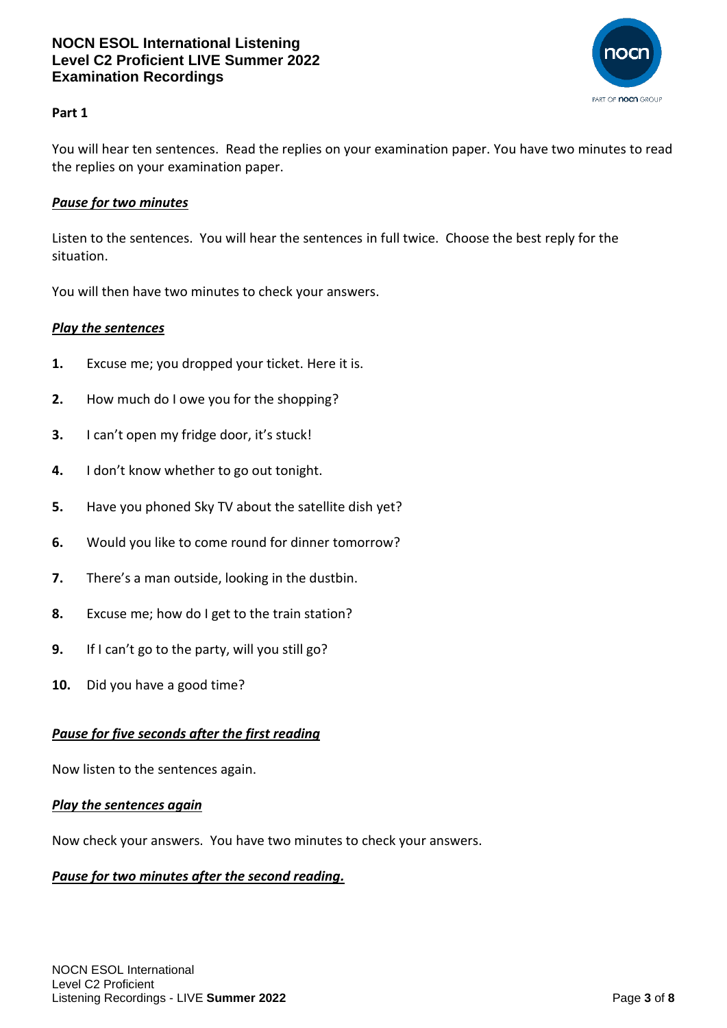## Part 1

You will hear ten sentences. Read the replies on your examination paper. You have two minutes to read the replies on your examination paper.

***Pause for two minutes***

Listen to the sentences. You will hear the sentences in full twice. Choose the best reply for the situation.

You will then have two minutes to check your answers.

***Play the sentences***

1. Excuse me; you dropped your ticket. Here it is.
2. How much do I owe you for the shopping?
3. I can't open my fridge door, it's stuck!
4. I don't know whether to go out tonight.
5. Have you phoned Sky TV about the satellite dish yet?
6. Would you like to come round for dinner tomorrow?
7. There's a man outside, looking in the dustbin.
8. Excuse me; how do I get to the train station?
9. If I can't go to the party, will you still go?
10. Did you have a good time?

***Pause for five seconds after the first reading***

Now listen to the sentences again.

***Play the sentences again***

Now check your answers. You have two minutes to check your answers.

***Pause for two minutes after the second reading.***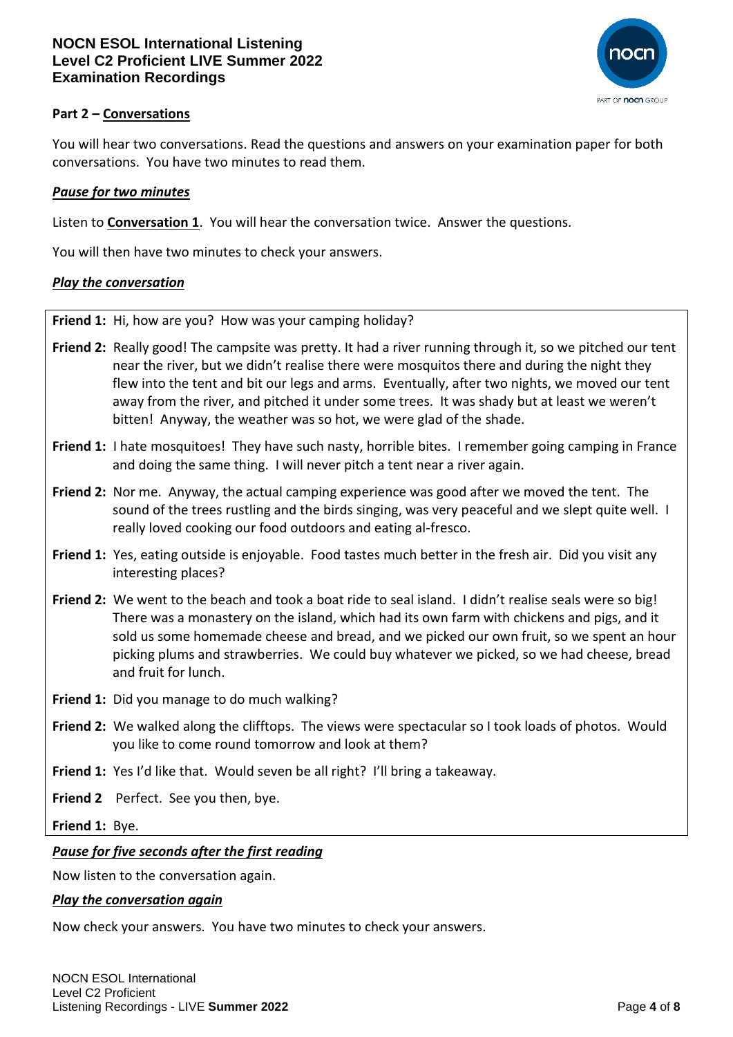**Part 2 – Conversations**

You will hear two conversations. Read the questions and answers on your examination paper for both conversations. You have two minutes to read them.

***Pause for two minutes***

Listen to **Conversation 1**. You will hear the conversation twice. Answer the questions.

You will then have two minutes to check your answers.

***Play the conversation***

**Friend 1:** Hi, how are you? How was your camping holiday?

**Friend 2:** Really good! The campsite was pretty. It had a river running through it, so we pitched our tent near the river, but we didn't realise there were mosquitos there and during the night they flew into the tent and bit our legs and arms. Eventually, after two nights, we moved our tent away from the river, and pitched it under some trees. It was shady but at least we weren't bitten! Anyway, the weather was so hot, we were glad of the shade.

**Friend 1:** I hate mosquitoes! They have such nasty, horrible bites. I remember going camping in France and doing the same thing. I will never pitch a tent near a river again.

**Friend 2:** Nor me. Anyway, the actual camping experience was good after we moved the tent. The sound of the trees rustling and the birds singing, was very peaceful and we slept quite well. I really loved cooking our food outdoors and eating al-fresco.

**Friend 1:** Yes, eating outside is enjoyable. Food tastes much better in the fresh air. Did you visit any interesting places?

**Friend 2:** We went to the beach and took a boat ride to seal island. I didn't realise seals were so big! There was a monastery on the island, which had its own farm with chickens and pigs, and it sold us some homemade cheese and bread, and we picked our own fruit, so we spent an hour picking plums and strawberries. We could buy whatever we picked, so we had cheese, bread and fruit for lunch.

**Friend 1:** Did you manage to do much walking?

**Friend 2:** We walked along the clifftops. The views were spectacular so I took loads of photos. Would you like to come round tomorrow and look at them?

**Friend 1:** Yes I'd like that. Would seven be all right? I'll bring a takeaway.

**Friend 2** Perfect. See you then, bye.

**Friend 1:** Bye.

***Pause for five seconds after the first reading***

Now listen to the conversation again.

***Play the conversation again***

Now check your answers. You have two minutes to check your answers.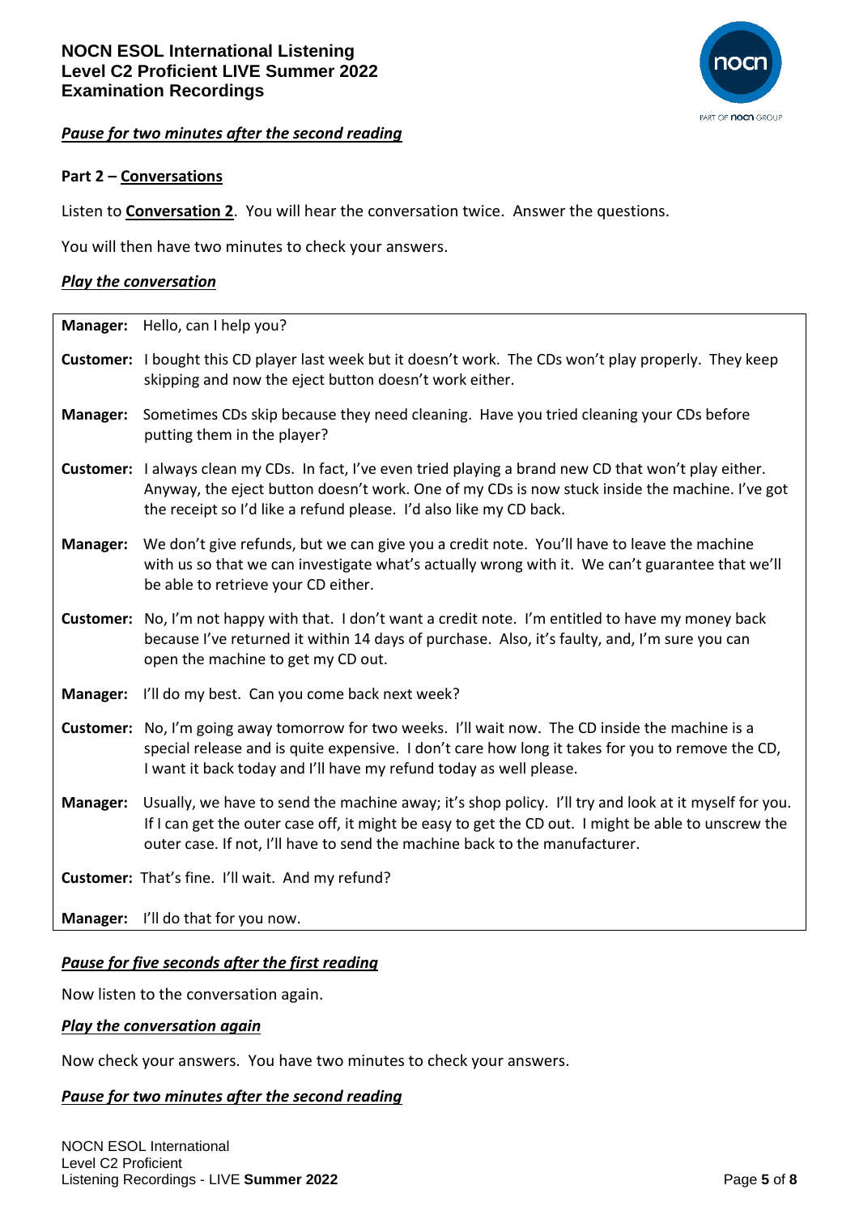*Pause for two minutes after the second reading*

**Part 2 – Conversations**

Listen to **Conversation 2**. You will hear the conversation twice. Answer the questions.

You will then have two minutes to check your answers.

*Play the conversation*

| | |
|---|---|
| **Manager:** | Hello, can I help you? |
| **Customer:** | I bought this CD player last week but it doesn't work. The CDs won't play properly. They keep skipping and now the eject button doesn't work either. |
| **Manager:** | Sometimes CDs skip because they need cleaning. Have you tried cleaning your CDs before putting them in the player? |
| **Customer:** | I always clean my CDs. In fact, I've even tried playing a brand new CD that won't play either. Anyway, the eject button doesn't work. One of my CDs is now stuck inside the machine. I've got the receipt so I'd like a refund please. I'd also like my CD back. |
| **Manager:** | We don't give refunds, but we can give you a credit note. You'll have to leave the machine with us so that we can investigate what's actually wrong with it. We can't guarantee that we'll be able to retrieve your CD either. |
| **Customer:** | No, I'm not happy with that. I don't want a credit note. I'm entitled to have my money back because I've returned it within 14 days of purchase. Also, it's faulty, and, I'm sure you can open the machine to get my CD out. |
| **Manager:** | I'll do my best. Can you come back next week? |
| **Customer:** | No, I'm going away tomorrow for two weeks. I'll wait now. The CD inside the machine is a special release and is quite expensive. I don't care how long it takes for you to remove the CD, I want it back today and I'll have my refund today as well please. |
| **Manager:** | Usually, we have to send the machine away; it's shop policy. I'll try and look at it myself for you. If I can get the outer case off, it might be easy to get the CD out. I might be able to unscrew the outer case. If not, I'll have to send the machine back to the manufacturer. |
| **Customer:** | That's fine. I'll wait. And my refund? |
| **Manager:** | I'll do that for you now. |

*Pause for five seconds after the first reading*

Now listen to the conversation again.

*Play the conversation again*

Now check your answers. You have two minutes to check your answers.

*Pause for two minutes after the second reading*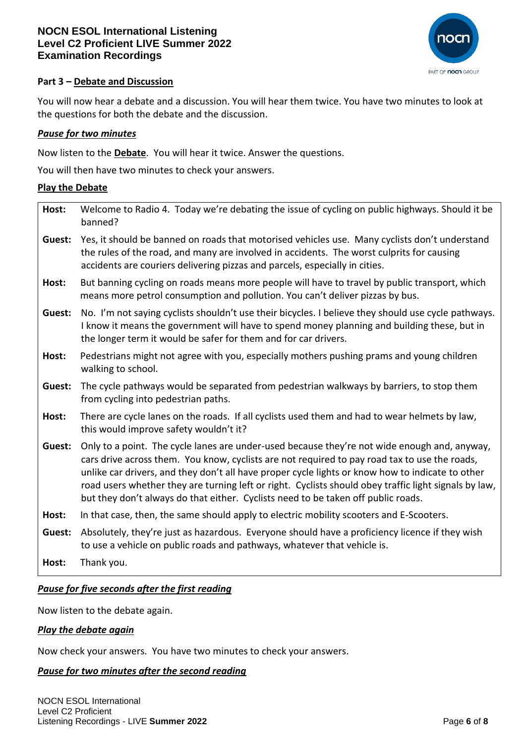## Part 3 – Debate and Discussion

You will now hear a debate and a discussion. You will hear them twice. You have two minutes to look at the questions for both the debate and the discussion.

***Pause for two minutes***

Now listen to the **Debate**. You will hear it twice. Answer the questions.

You will then have two minutes to check your answers.

**Play the Debate**

| | |
|---|---|
| **Host:** | Welcome to Radio 4. Today we're debating the issue of cycling on public highways. Should it be banned? |
| **Guest:** | Yes, it should be banned on roads that motorised vehicles use. Many cyclists don't understand the rules of the road, and many are involved in accidents. The worst culprits for causing accidents are couriers delivering pizzas and parcels, especially in cities. |
| **Host:** | But banning cycling on roads means more people will have to travel by public transport, which means more petrol consumption and pollution. You can't deliver pizzas by bus. |
| **Guest:** | No. I'm not saying cyclists shouldn't use their bicycles. I believe they should use cycle pathways. I know it means the government will have to spend money planning and building these, but in the longer term it would be safer for them and for car drivers. |
| **Host:** | Pedestrians might not agree with you, especially mothers pushing prams and young children walking to school. |
| **Guest:** | The cycle pathways would be separated from pedestrian walkways by barriers, to stop them from cycling into pedestrian paths. |
| **Host:** | There are cycle lanes on the roads. If all cyclists used them and had to wear helmets by law, this would improve safety wouldn't it? |
| **Guest:** | Only to a point. The cycle lanes are under-used because they're not wide enough and, anyway, cars drive across them. You know, cyclists are not required to pay road tax to use the roads, unlike car drivers, and they don't all have proper cycle lights or know how to indicate to other road users whether they are turning left or right. Cyclists should obey traffic light signals by law, but they don't always do that either. Cyclists need to be taken off public roads. |
| **Host:** | In that case, then, the same should apply to electric mobility scooters and E-Scooters. |
| **Guest:** | Absolutely, they're just as hazardous. Everyone should have a proficiency licence if they wish to use a vehicle on public roads and pathways, whatever that vehicle is. |
| **Host:** | Thank you. |

***Pause for five seconds after the first reading***

Now listen to the debate again.

***Play the debate again***

Now check your answers. You have two minutes to check your answers.

***Pause for two minutes after the second reading***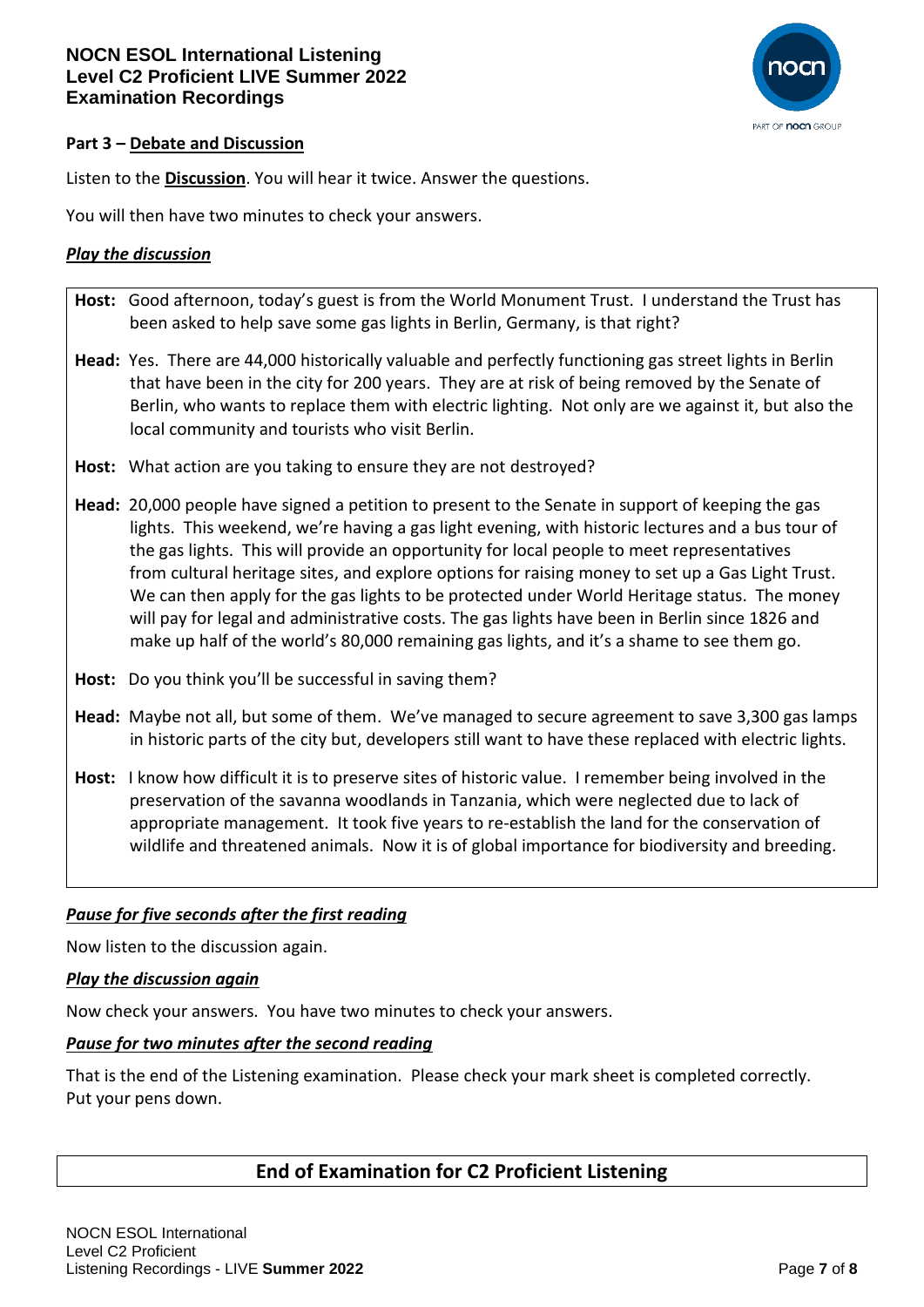**Part 3 – Debate and Discussion**

Listen to the **Discussion**. You will hear it twice. Answer the questions.

You will then have two minutes to check your answers.

***Play the discussion***

**Host:** Good afternoon, today's guest is from the World Monument Trust. I understand the Trust has been asked to help save some gas lights in Berlin, Germany, is that right?

**Head:** Yes. There are 44,000 historically valuable and perfectly functioning gas street lights in Berlin that have been in the city for 200 years. They are at risk of being removed by the Senate of Berlin, who wants to replace them with electric lighting. Not only are we against it, but also the local community and tourists who visit Berlin.

**Host:** What action are you taking to ensure they are not destroyed?

**Head:** 20,000 people have signed a petition to present to the Senate in support of keeping the gas lights. This weekend, we're having a gas light evening, with historic lectures and a bus tour of the gas lights. This will provide an opportunity for local people to meet representatives from cultural heritage sites, and explore options for raising money to set up a Gas Light Trust. We can then apply for the gas lights to be protected under World Heritage status. The money will pay for legal and administrative costs. The gas lights have been in Berlin since 1826 and make up half of the world's 80,000 remaining gas lights, and it's a shame to see them go.

**Host:** Do you think you'll be successful in saving them?

**Head:** Maybe not all, but some of them. We've managed to secure agreement to save 3,300 gas lamps in historic parts of the city but, developers still want to have these replaced with electric lights.

**Host:** I know how difficult it is to preserve sites of historic value. I remember being involved in the preservation of the savanna woodlands in Tanzania, which were neglected due to lack of appropriate management. It took five years to re-establish the land for the conservation of wildlife and threatened animals. Now it is of global importance for biodiversity and breeding.

***Pause for five seconds after the first reading***

Now listen to the discussion again.

***Play the discussion again***

Now check your answers. You have two minutes to check your answers.

***Pause for two minutes after the second reading***

That is the end of the Listening examination. Please check your mark sheet is completed correctly. Put your pens down.

## End of Examination for C2 Proficient Listening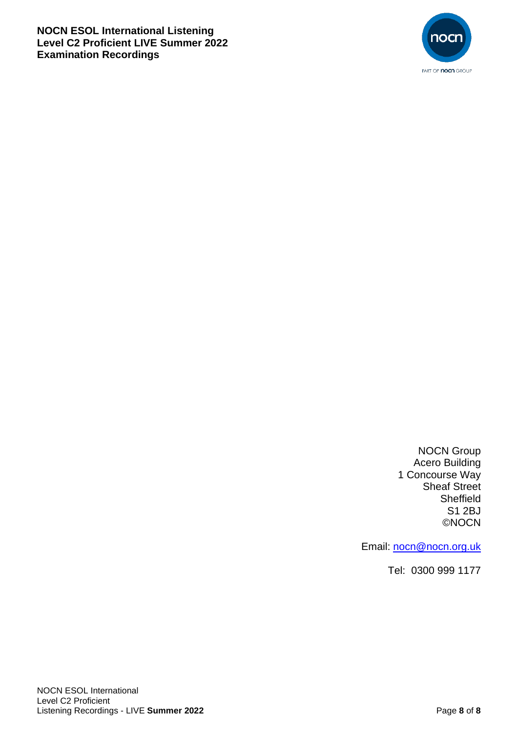**NOCN ESOL International Listening**
**Level C2 Proficient LIVE Summer 2022**
**Examination Recordings**

NOCN Group
Acero Building
1 Concourse Way
Sheaf Street
Sheffield
S1 2BJ
©NOCN

Email: nocn@nocn.org.uk

Tel: 0300 999 1177